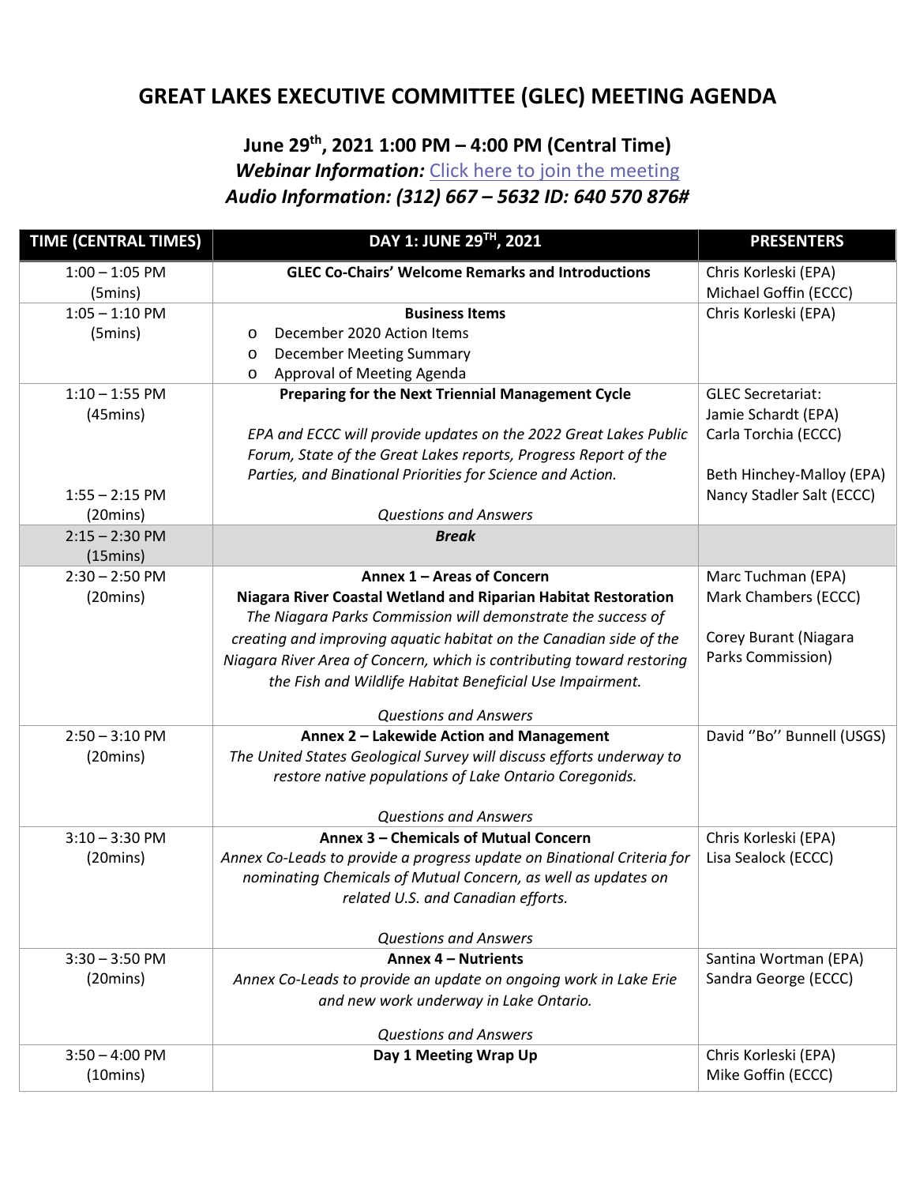# GREAT LAKES EXECUTIVE COMMITTEE (GLEC) MEETING AGENDA

## June 29th, 2021 1:00 PM – 4:00 PM (Central Time)

***Webinar Information:*** [Click here to join the meeting]()

***Audio Information: (312) 667 – 5632 ID: 640 570 876#***

| TIME (CENTRAL TIMES) | DAY 1: JUNE 29TH, 2021 | PRESENTERS |
|---|---|---|
| 1:00 – 1:05 PM (5mins) | **GLEC Co-Chairs' Welcome Remarks and Introductions** | Chris Korleski (EPA)<br>Michael Goffin (ECCC) |
| 1:05 – 1:10 PM (5mins) | **Business Items**<br>o December 2020 Action Items<br>o December Meeting Summary<br>o Approval of Meeting Agenda | Chris Korleski (EPA) |
| 1:10 – 1:55 PM (45mins)<br><br>1:55 – 2:15 PM (20mins) | **Preparing for the Next Triennial Management Cycle**<br><br>*EPA and ECCC will provide updates on the 2022 Great Lakes Public Forum, State of the Great Lakes reports, Progress Report of the Parties, and Binational Priorities for Science and Action.*<br><br>*Questions and Answers* | GLEC Secretariat:<br>Jamie Schardt (EPA)<br>Carla Torchia (ECCC)<br><br>Beth Hinchey-Malloy (EPA)<br>Nancy Stadler Salt (ECCC) |
| 2:15 – 2:30 PM (15mins) | ***Break*** | |
| 2:30 – 2:50 PM (20mins) | **Annex 1 – Areas of Concern**<br>**Niagara River Coastal Wetland and Riparian Habitat Restoration**<br>*The Niagara Parks Commission will demonstrate the success of creating and improving aquatic habitat on the Canadian side of the Niagara River Area of Concern, which is contributing toward restoring the Fish and Wildlife Habitat Beneficial Use Impairment.*<br><br>*Questions and Answers* | Marc Tuchman (EPA)<br>Mark Chambers (ECCC)<br><br>Corey Burant (Niagara Parks Commission) |
| 2:50 – 3:10 PM (20mins) | **Annex 2 – Lakewide Action and Management**<br>*The United States Geological Survey will discuss efforts underway to restore native populations of Lake Ontario Coregonids.*<br><br>*Questions and Answers* | David ''Bo'' Bunnell (USGS) |
| 3:10 – 3:30 PM (20mins) | **Annex 3 – Chemicals of Mutual Concern**<br>*Annex Co-Leads to provide a progress update on Binational Criteria for nominating Chemicals of Mutual Concern, as well as updates on related U.S. and Canadian efforts.*<br><br>*Questions and Answers* | Chris Korleski (EPA)<br>Lisa Sealock (ECCC) |
| 3:30 – 3:50 PM (20mins) | **Annex 4 – Nutrients**<br>*Annex Co-Leads to provide an update on ongoing work in Lake Erie and new work underway in Lake Ontario.*<br><br>*Questions and Answers* | Santina Wortman (EPA)<br>Sandra George (ECCC) |
| 3:50 – 4:00 PM (10mins) | **Day 1 Meeting Wrap Up** | Chris Korleski (EPA)<br>Mike Goffin (ECCC) |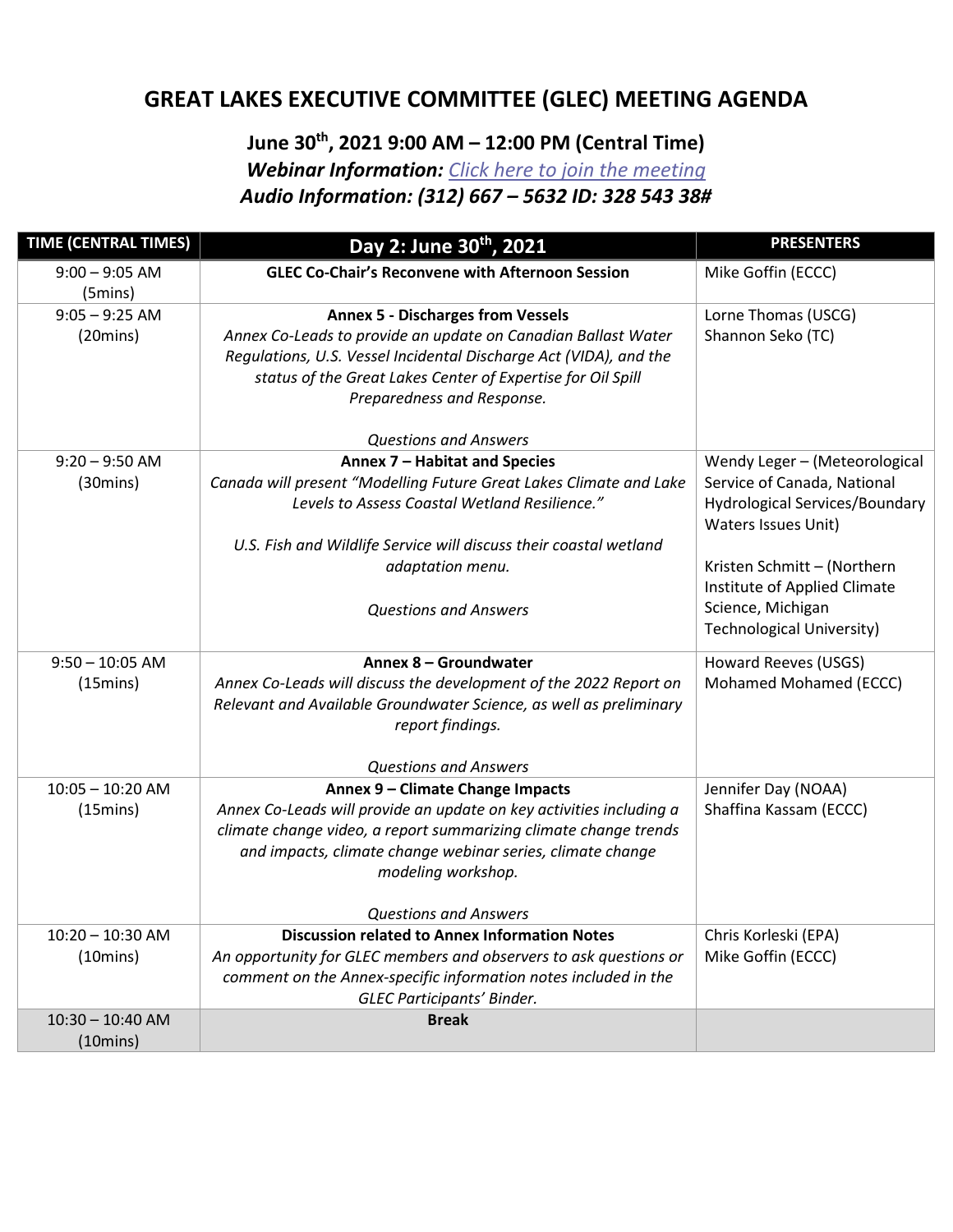# GREAT LAKES EXECUTIVE COMMITTEE (GLEC) MEETING AGENDA

## June 30th, 2021 9:00 AM – 12:00 PM (Central Time)

***Webinar Information:*** *Click here to join the meeting*

***Audio Information: (312) 667 – 5632 ID: 328 543 38#***

| TIME (CENTRAL TIMES) | Day 2: June 30th, 2021 | PRESENTERS |
|---|---|---|
| 9:00 – 9:05 AM (5mins) | **GLEC Co-Chair's Reconvene with Afternoon Session** | Mike Goffin (ECCC) |
| 9:05 – 9:25 AM (20mins) | **Annex 5 - Discharges from Vessels**<br>*Annex Co-Leads to provide an update on Canadian Ballast Water Regulations, U.S. Vessel Incidental Discharge Act (VIDA), and the status of the Great Lakes Center of Expertise for Oil Spill Preparedness and Response.*<br><br>*Questions and Answers* | Lorne Thomas (USCG)<br>Shannon Seko (TC) |
| 9:20 – 9:50 AM (30mins) | **Annex 7 – Habitat and Species**<br>*Canada will present "Modelling Future Great Lakes Climate and Lake Levels to Assess Coastal Wetland Resilience."*<br><br>*U.S. Fish and Wildlife Service will discuss their coastal wetland adaptation menu.*<br><br>*Questions and Answers* | Wendy Leger – (Meteorological Service of Canada, National Hydrological Services/Boundary Waters Issues Unit)<br><br>Kristen Schmitt – (Northern Institute of Applied Climate Science, Michigan Technological University) |
| 9:50 – 10:05 AM (15mins) | **Annex 8 – Groundwater**<br>*Annex Co-Leads will discuss the development of the 2022 Report on Relevant and Available Groundwater Science, as well as preliminary report findings.*<br><br>*Questions and Answers* | Howard Reeves (USGS)<br>Mohamed Mohamed (ECCC) |
| 10:05 – 10:20 AM (15mins) | **Annex 9 – Climate Change Impacts**<br>*Annex Co-Leads will provide an update on key activities including a climate change video, a report summarizing climate change trends and impacts, climate change webinar series, climate change modeling workshop.*<br><br>*Questions and Answers* | Jennifer Day (NOAA)<br>Shaffina Kassam (ECCC) |
| 10:20 – 10:30 AM (10mins) | **Discussion related to Annex Information Notes**<br>*An opportunity for GLEC members and observers to ask questions or comment on the Annex-specific information notes included in the GLEC Participants' Binder.* | Chris Korleski (EPA)<br>Mike Goffin (ECCC) |
| 10:30 – 10:40 AM (10mins) | **Break** | |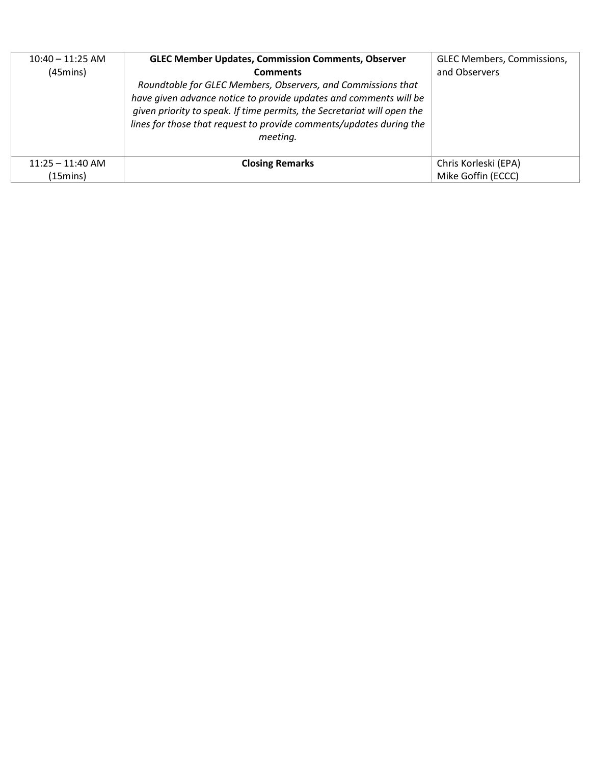| | | |
|---|---|---|
| 10:40 – 11:25 AM (45mins) | **GLEC Member Updates, Commission Comments, Observer Comments** *Roundtable for GLEC Members, Observers, and Commissions that have given advance notice to provide updates and comments will be given priority to speak. If time permits, the Secretariat will open the lines for those that request to provide comments/updates during the meeting.* | GLEC Members, Commissions, and Observers |
| 11:25 – 11:40 AM (15mins) | **Closing Remarks** | Chris Korleski (EPA) Mike Goffin (ECCC) |